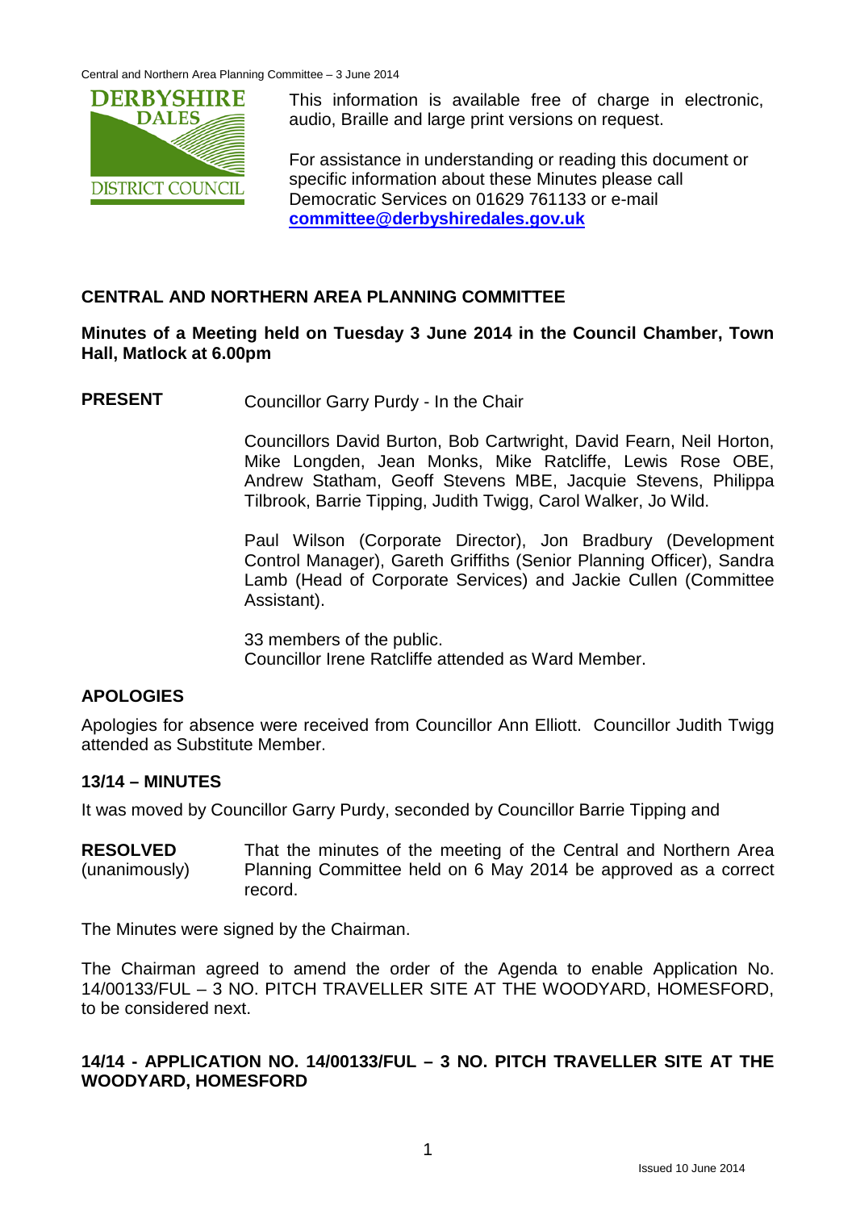This information is available free of charge in electronic, audio, Braille and large print versions on request.

For assistance in understanding or reading this document or specific information about these Minutes please call Democratic Services on 01629 761133 or e-mail **committee@derbyshiredales.gov.uk**

## CENTRAL AND NORTHERN AREA PLANNING COMMITTEE

**Minutes of a Meeting held on Tuesday 3 June 2014 in the Council Chamber, Town Hall, Matlock at 6.00pm**

**PRESENT** Councillor Garry Purdy - In the Chair

Councillors David Burton, Bob Cartwright, David Fearn, Neil Horton, Mike Longden, Jean Monks, Mike Ratcliffe, Lewis Rose OBE, Andrew Statham, Geoff Stevens MBE, Jacquie Stevens, Philippa Tilbrook, Barrie Tipping, Judith Twigg, Carol Walker, Jo Wild.

Paul Wilson (Corporate Director), Jon Bradbury (Development Control Manager), Gareth Griffiths (Senior Planning Officer), Sandra Lamb (Head of Corporate Services) and Jackie Cullen (Committee Assistant).

33 members of the public.
Councillor Irene Ratcliffe attended as Ward Member.

### APOLOGIES

Apologies for absence were received from Councillor Ann Elliott. Councillor Judith Twigg attended as Substitute Member.

### 13/14 – MINUTES

It was moved by Councillor Garry Purdy, seconded by Councillor Barrie Tipping and

**RESOLVED** (unanimously) That the minutes of the meeting of the Central and Northern Area Planning Committee held on 6 May 2014 be approved as a correct record.

The Minutes were signed by the Chairman.

The Chairman agreed to amend the order of the Agenda to enable Application No. 14/00133/FUL – 3 NO. PITCH TRAVELLER SITE AT THE WOODYARD, HOMESFORD, to be considered next.

### 14/14 - APPLICATION NO. 14/00133/FUL – 3 NO. PITCH TRAVELLER SITE AT THE WOODYARD, HOMESFORD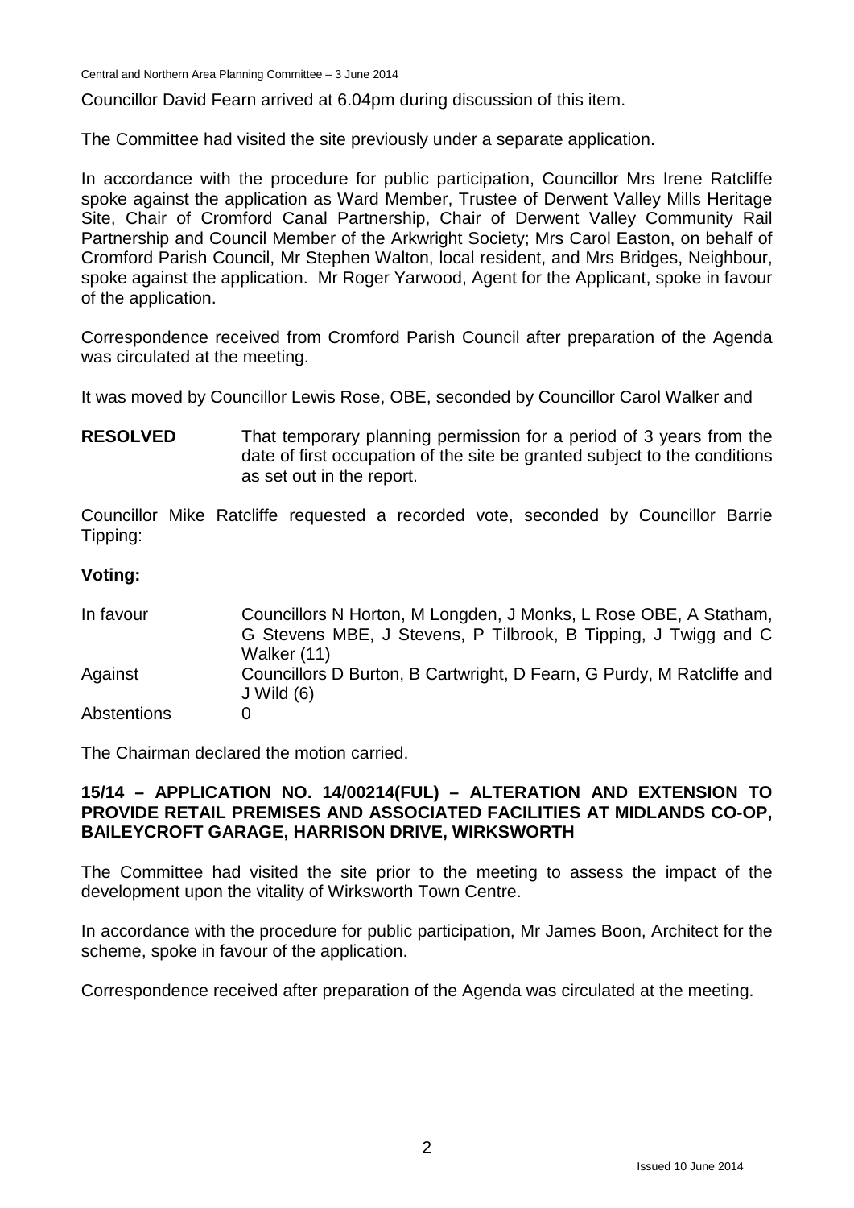Councillor David Fearn arrived at 6.04pm during discussion of this item.

The Committee had visited the site previously under a separate application.

In accordance with the procedure for public participation, Councillor Mrs Irene Ratcliffe spoke against the application as Ward Member, Trustee of Derwent Valley Mills Heritage Site, Chair of Cromford Canal Partnership, Chair of Derwent Valley Community Rail Partnership and Council Member of the Arkwright Society; Mrs Carol Easton, on behalf of Cromford Parish Council, Mr Stephen Walton, local resident, and Mrs Bridges, Neighbour, spoke against the application. Mr Roger Yarwood, Agent for the Applicant, spoke in favour of the application.

Correspondence received from Cromford Parish Council after preparation of the Agenda was circulated at the meeting.

It was moved by Councillor Lewis Rose, OBE, seconded by Councillor Carol Walker and

**RESOLVED** That temporary planning permission for a period of 3 years from the date of first occupation of the site be granted subject to the conditions as set out in the report.

Councillor Mike Ratcliffe requested a recorded vote, seconded by Councillor Barrie Tipping:

**Voting:**

| | |
|---|---|
| In favour | Councillors N Horton, M Longden, J Monks, L Rose OBE, A Statham, G Stevens MBE, J Stevens, P Tilbrook, B Tipping, J Twigg and C Walker (11) |
| Against | Councillors D Burton, B Cartwright, D Fearn, G Purdy, M Ratcliffe and J Wild (6) |
| Abstentions | 0 |

The Chairman declared the motion carried.

## 15/14 – APPLICATION NO. 14/00214(FUL) – ALTERATION AND EXTENSION TO PROVIDE RETAIL PREMISES AND ASSOCIATED FACILITIES AT MIDLANDS CO-OP, BAILEYCROFT GARAGE, HARRISON DRIVE, WIRKSWORTH

The Committee had visited the site prior to the meeting to assess the impact of the development upon the vitality of Wirksworth Town Centre.

In accordance with the procedure for public participation, Mr James Boon, Architect for the scheme, spoke in favour of the application.

Correspondence received after preparation of the Agenda was circulated at the meeting.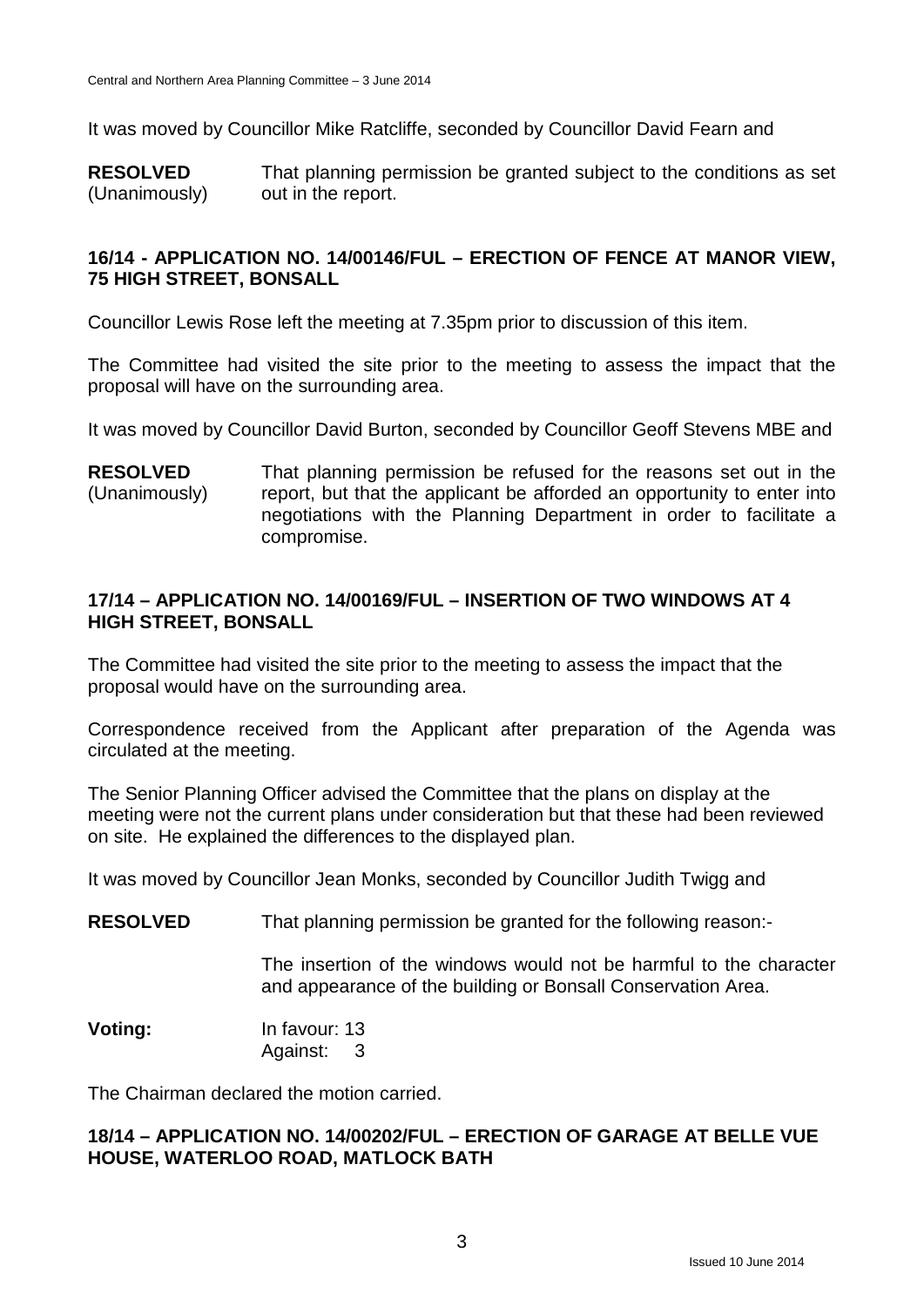It was moved by Councillor Mike Ratcliffe, seconded by Councillor David Fearn and

**RESOLVED** (Unanimously) That planning permission be granted subject to the conditions as set out in the report.

## 16/14 - APPLICATION NO. 14/00146/FUL – ERECTION OF FENCE AT MANOR VIEW, 75 HIGH STREET, BONSALL

Councillor Lewis Rose left the meeting at 7.35pm prior to discussion of this item.

The Committee had visited the site prior to the meeting to assess the impact that the proposal will have on the surrounding area.

It was moved by Councillor David Burton, seconded by Councillor Geoff Stevens MBE and

**RESOLVED** (Unanimously) That planning permission be refused for the reasons set out in the report, but that the applicant be afforded an opportunity to enter into negotiations with the Planning Department in order to facilitate a compromise.

## 17/14 – APPLICATION NO. 14/00169/FUL – INSERTION OF TWO WINDOWS AT 4 HIGH STREET, BONSALL

The Committee had visited the site prior to the meeting to assess the impact that the proposal would have on the surrounding area.

Correspondence received from the Applicant after preparation of the Agenda was circulated at the meeting.

The Senior Planning Officer advised the Committee that the plans on display at the meeting were not the current plans under consideration but that these had been reviewed on site. He explained the differences to the displayed plan.

It was moved by Councillor Jean Monks, seconded by Councillor Judith Twigg and

**RESOLVED** That planning permission be granted for the following reason:-

The insertion of the windows would not be harmful to the character and appearance of the building or Bonsall Conservation Area.

**Voting:** In favour: 13
Against: 3

The Chairman declared the motion carried.

## 18/14 – APPLICATION NO. 14/00202/FUL – ERECTION OF GARAGE AT BELLE VUE HOUSE, WATERLOO ROAD, MATLOCK BATH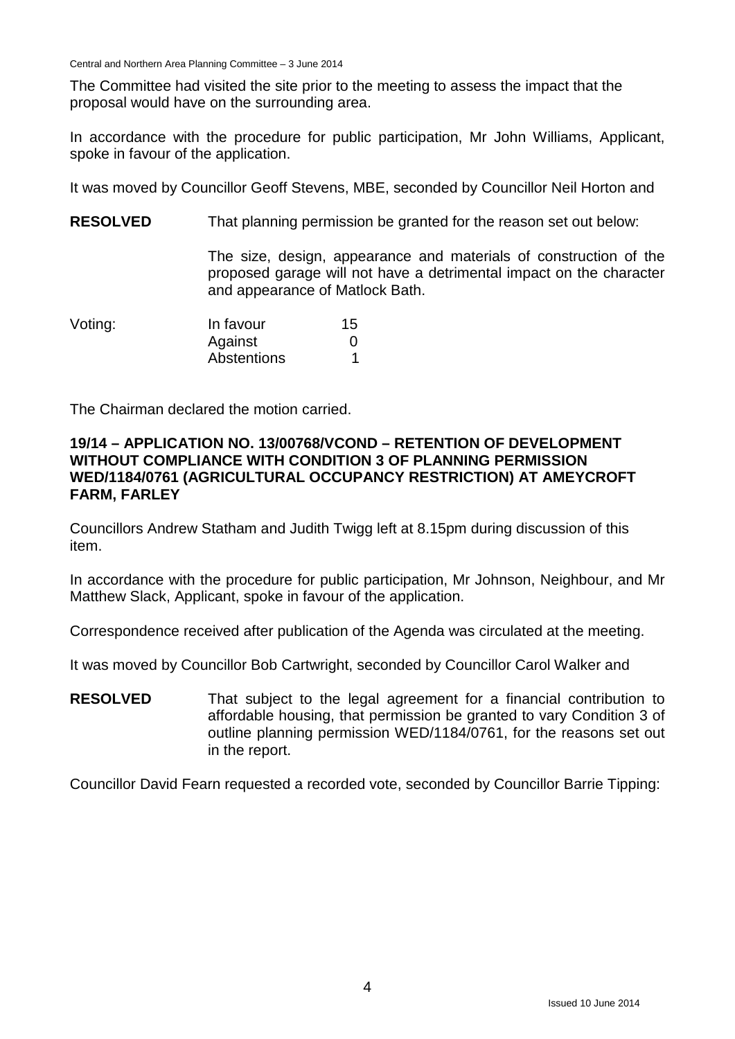The Committee had visited the site prior to the meeting to assess the impact that the proposal would have on the surrounding area.

In accordance with the procedure for public participation, Mr John Williams, Applicant, spoke in favour of the application.

It was moved by Councillor Geoff Stevens, MBE, seconded by Councillor Neil Horton and

**RESOLVED** That planning permission be granted for the reason set out below:

The size, design, appearance and materials of construction of the proposed garage will not have a detrimental impact on the character and appearance of Matlock Bath.

| Voting: | | |
|---|---|---|
| | In favour | 15 |
| | Against | 0 |
| | Abstentions | 1 |

The Chairman declared the motion carried.

**19/14 – APPLICATION NO. 13/00768/VCOND – RETENTION OF DEVELOPMENT WITHOUT COMPLIANCE WITH CONDITION 3 OF PLANNING PERMISSION WED/1184/0761 (AGRICULTURAL OCCUPANCY RESTRICTION) AT AMEYCROFT FARM, FARLEY**

Councillors Andrew Statham and Judith Twigg left at 8.15pm during discussion of this item.

In accordance with the procedure for public participation, Mr Johnson, Neighbour, and Mr Matthew Slack, Applicant, spoke in favour of the application.

Correspondence received after publication of the Agenda was circulated at the meeting.

It was moved by Councillor Bob Cartwright, seconded by Councillor Carol Walker and

**RESOLVED** That subject to the legal agreement for a financial contribution to affordable housing, that permission be granted to vary Condition 3 of outline planning permission WED/1184/0761, for the reasons set out in the report.

Councillor David Fearn requested a recorded vote, seconded by Councillor Barrie Tipping: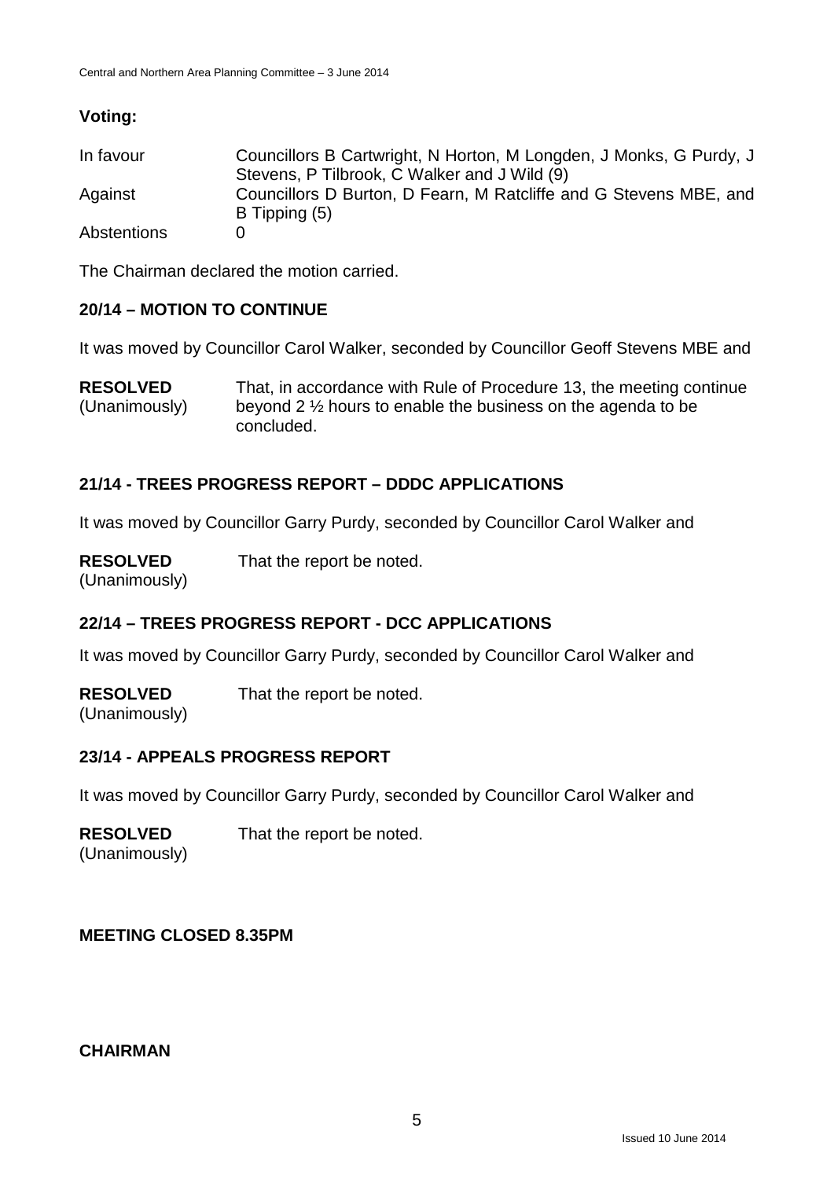**Voting:**

| | |
|---|---|
| In favour | Councillors B Cartwright, N Horton, M Longden, J Monks, G Purdy, J Stevens, P Tilbrook, C Walker and J Wild (9) |
| Against | Councillors D Burton, D Fearn, M Ratcliffe and G Stevens MBE, and B Tipping (5) |
| Abstentions | 0 |

The Chairman declared the motion carried.

**20/14 – MOTION TO CONTINUE**

It was moved by Councillor Carol Walker, seconded by Councillor Geoff Stevens MBE and

**RESOLVED** (Unanimously) That, in accordance with Rule of Procedure 13, the meeting continue beyond 2 ½ hours to enable the business on the agenda to be concluded.

**21/14 - TREES PROGRESS REPORT – DDDC APPLICATIONS**

It was moved by Councillor Garry Purdy, seconded by Councillor Carol Walker and

**RESOLVED** (Unanimously) That the report be noted.

**22/14 – TREES PROGRESS REPORT - DCC APPLICATIONS**

It was moved by Councillor Garry Purdy, seconded by Councillor Carol Walker and

**RESOLVED** (Unanimously) That the report be noted.

**23/14 - APPEALS PROGRESS REPORT**

It was moved by Councillor Garry Purdy, seconded by Councillor Carol Walker and

**RESOLVED** (Unanimously) That the report be noted.

**MEETING CLOSED 8.35PM**

**CHAIRMAN**